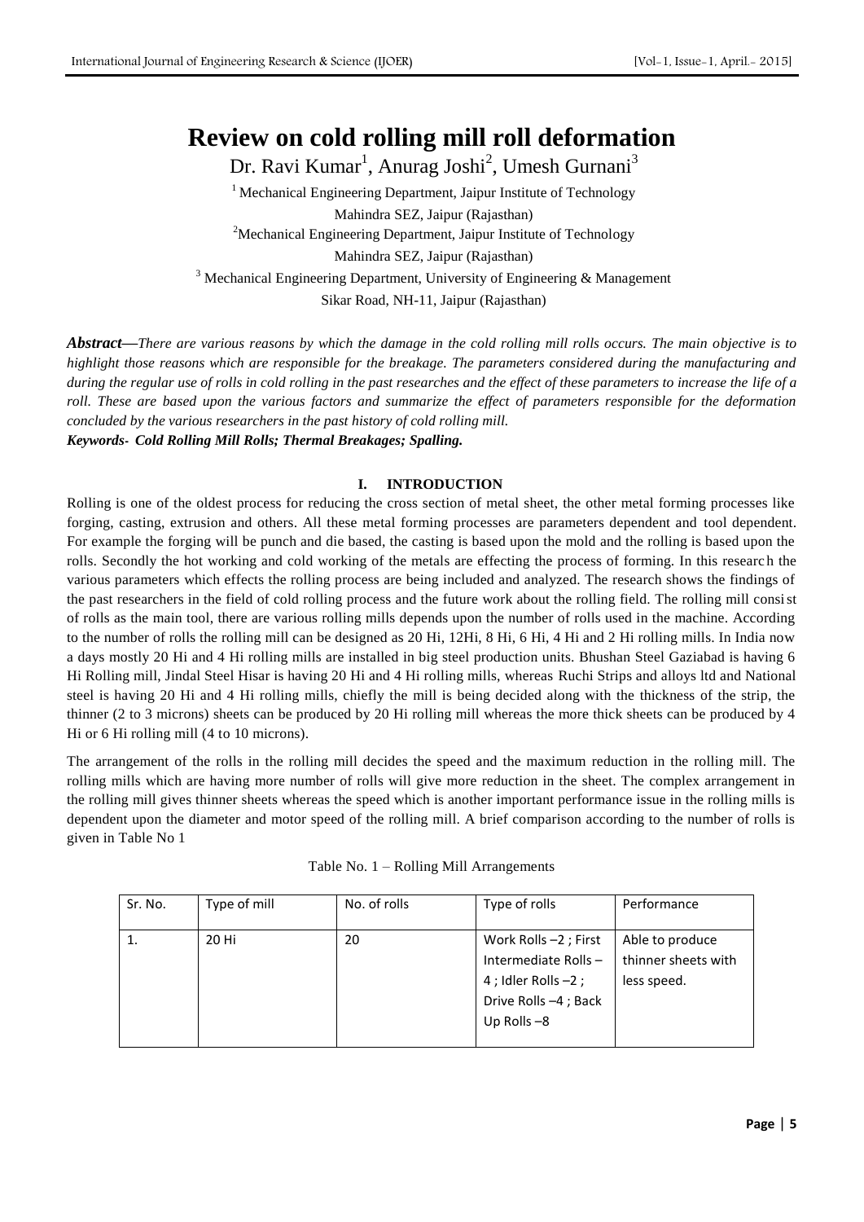# Review on cold rolling mill roll deformation

Dr. Ravi Kumar[1], Anurag Joshi[2], Umesh Gurnani[3]

[1] Mechanical Engineering Department, Jaipur Institute of Technology Mahindra SEZ, Jaipur (Rajasthan)

[2] Mechanical Engineering Department, Jaipur Institute of Technology Mahindra SEZ, Jaipur (Rajasthan)

[3] Mechanical Engineering Department, University of Engineering & Management Sikar Road, NH-11, Jaipur (Rajasthan)

***Abstract—****There are various reasons by which the damage in the cold rolling mill rolls occurs. The main objective is to highlight those reasons which are responsible for the breakage. The parameters considered during the manufacturing and during the regular use of rolls in cold rolling in the past researches and the effect of these parameters to increase the life of a roll. These are based upon the various factors and summarize the effect of parameters responsible for the deformation concluded by the various researchers in the past history of cold rolling mill.*

***Keywords- Cold Rolling Mill Rolls; Thermal Breakages; Spalling.***

## I. INTRODUCTION

Rolling is one of the oldest process for reducing the cross section of metal sheet, the other metal forming processes like forging, casting, extrusion and others. All these metal forming processes are parameters dependent and tool dependent. For example the forging will be punch and die based, the casting is based upon the mold and the rolling is based upon the rolls. Secondly the hot working and cold working of the metals are effecting the process of forming. In this research the various parameters which effects the rolling process are being included and analyzed. The research shows the findings of the past researchers in the field of cold rolling process and the future work about the rolling field. The rolling mill consist of rolls as the main tool, there are various rolling mills depends upon the number of rolls used in the machine. According to the number of rolls the rolling mill can be designed as 20 Hi, 12Hi, 8 Hi, 6 Hi, 4 Hi and 2 Hi rolling mills. In India now a days mostly 20 Hi and 4 Hi rolling mills are installed in big steel production units. Bhushan Steel Gaziabad is having 6 Hi Rolling mill, Jindal Steel Hisar is having 20 Hi and 4 Hi rolling mills, whereas Ruchi Strips and alloys ltd and National steel is having 20 Hi and 4 Hi rolling mills, chiefly the mill is being decided along with the thickness of the strip, the thinner (2 to 3 microns) sheets can be produced by 20 Hi rolling mill whereas the more thick sheets can be produced by 4 Hi or 6 Hi rolling mill (4 to 10 microns).

The arrangement of the rolls in the rolling mill decides the speed and the maximum reduction in the rolling mill. The rolling mills which are having more number of rolls will give more reduction in the sheet. The complex arrangement in the rolling mill gives thinner sheets whereas the speed which is another important performance issue in the rolling mills is dependent upon the diameter and motor speed of the rolling mill. A brief comparison according to the number of rolls is given in Table No 1

Table No. 1 – Rolling Mill Arrangements

| Sr. No. | Type of mill | No. of rolls | Type of rolls | Performance |
|---|---|---|---|---|
| 1. | 20 Hi | 20 | Work Rolls –2 ; First Intermediate Rolls – 4 ; Idler Rolls –2 ; Drive Rolls –4 ; Back Up Rolls –8 | Able to produce thinner sheets with less speed. |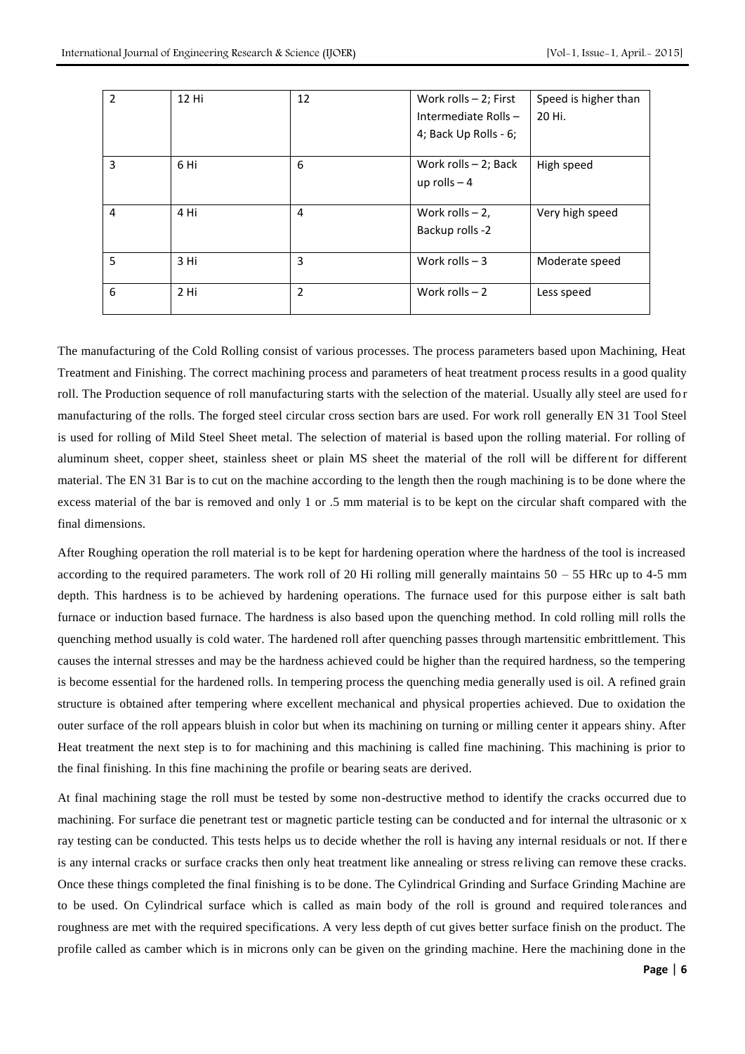| 2 | 12 Hi | 12 | Work rolls – 2; First Intermediate Rolls – 4; Back Up Rolls - 6; | Speed is higher than 20 Hi. |
|---|---|---|---|---|
| 3 | 6 Hi | 6 | Work rolls – 2; Back up rolls – 4 | High speed |
| 4 | 4 Hi | 4 | Work rolls – 2, Backup rolls -2 | Very high speed |
| 5 | 3 Hi | 3 | Work rolls – 3 | Moderate speed |
| 6 | 2 Hi | 2 | Work rolls – 2 | Less speed |

The manufacturing of the Cold Rolling consist of various processes. The process parameters based upon Machining, Heat Treatment and Finishing. The correct machining process and parameters of heat treatment process results in a good quality roll. The Production sequence of roll manufacturing starts with the selection of the material. Usually ally steel are used for manufacturing of the rolls. The forged steel circular cross section bars are used. For work roll generally EN 31 Tool Steel is used for rolling of Mild Steel Sheet metal. The selection of material is based upon the rolling material. For rolling of aluminum sheet, copper sheet, stainless sheet or plain MS sheet the material of the roll will be different for different material. The EN 31 Bar is to cut on the machine according to the length then the rough machining is to be done where the excess material of the bar is removed and only 1 or .5 mm material is to be kept on the circular shaft compared with the final dimensions.

After Roughing operation the roll material is to be kept for hardening operation where the hardness of the tool is increased according to the required parameters. The work roll of 20 Hi rolling mill generally maintains 50 – 55 HRc up to 4-5 mm depth. This hardness is to be achieved by hardening operations. The furnace used for this purpose either is salt bath furnace or induction based furnace. The hardness is also based upon the quenching method. In cold rolling mill rolls the quenching method usually is cold water. The hardened roll after quenching passes through martensitic embrittlement. This causes the internal stresses and may be the hardness achieved could be higher than the required hardness, so the tempering is become essential for the hardened rolls. In tempering process the quenching media generally used is oil. A refined grain structure is obtained after tempering where excellent mechanical and physical properties achieved. Due to oxidation the outer surface of the roll appears bluish in color but when its machining on turning or milling center it appears shiny. After Heat treatment the next step is to for machining and this machining is called fine machining. This machining is prior to the final finishing. In this fine machining the profile or bearing seats are derived.

At final machining stage the roll must be tested by some non-destructive method to identify the cracks occurred due to machining. For surface die penetrant test or magnetic particle testing can be conducted and for internal the ultrasonic or x ray testing can be conducted. This tests helps us to decide whether the roll is having any internal residuals or not. If there is any internal cracks or surface cracks then only heat treatment like annealing or stress reliving can remove these cracks. Once these things completed the final finishing is to be done. The Cylindrical Grinding and Surface Grinding Machine are to be used. On Cylindrical surface which is called as main body of the roll is ground and required tolerances and roughness are met with the required specifications. A very less depth of cut gives better surface finish on the product. The profile called as camber which is in microns only can be given on the grinding machine. Here the machining done in the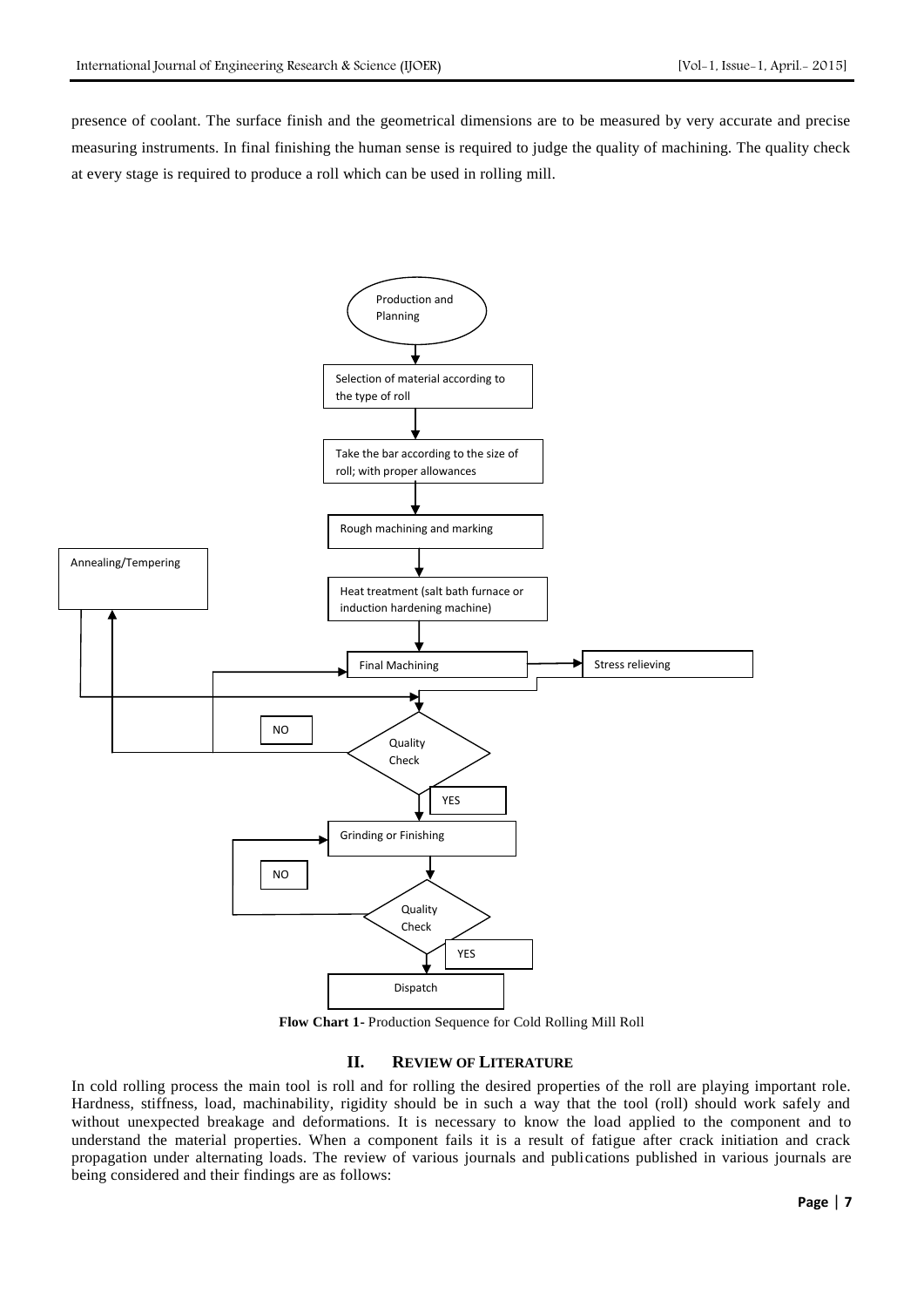presence of coolant. The surface finish and the geometrical dimensions are to be measured by very accurate and precise measuring instruments. In final finishing the human sense is required to judge the quality of machining. The quality check at every stage is required to produce a roll which can be used in rolling mill.

Production and Planning

Selection of material according to the type of roll

Take the bar according to the size of roll; with proper allowances

Rough machining and marking

Heat treatment (salt bath furnace or induction hardening machine)

Annealing/Tempering

Final Machining

Stress relieving

Quality Check

NO

YES

Grinding or Finishing

Quality Check

NO

YES

Dispatch

**Flow Chart 1-** Production Sequence for Cold Rolling Mill Roll

## II. REVIEW OF LITERATURE

In cold rolling process the main tool is roll and for rolling the desired properties of the roll are playing important role. Hardness, stiffness, load, machinability, rigidity should be in such a way that the tool (roll) should work safely and without unexpected breakage and deformations. It is necessary to know the load applied to the component and to understand the material properties. When a component fails it is a result of fatigue after crack initiation and crack propagation under alternating loads. The review of various journals and publications published in various journals are being considered and their findings are as follows: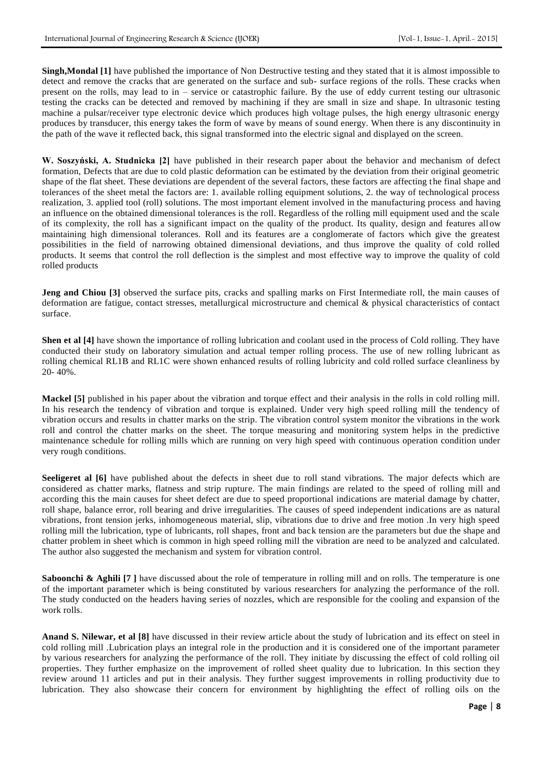**Singh,Mondal [1]** have published the importance of Non Destructive testing and they stated that it is almost impossible to detect and remove the cracks that are generated on the surface and sub- surface regions of the rolls. These cracks when present on the rolls, may lead to in – service or catastrophic failure. By the use of eddy current testing our ultrasonic testing the cracks can be detected and removed by machining if they are small in size and shape. In ultrasonic testing machine a pulsar/receiver type electronic device which produces high voltage pulses, the high energy ultrasonic energy produces by transducer, this energy takes the form of wave by means of sound energy. When there is any discontinuity in the path of the wave it reflected back, this signal transformed into the electric signal and displayed on the screen.

**W. Soszyński, A. Studnicka [2]** have published in their research paper about the behavior and mechanism of defect formation, Defects that are due to cold plastic deformation can be estimated by the deviation from their original geometric shape of the flat sheet. These deviations are dependent of the several factors, these factors are affecting the final shape and tolerances of the sheet metal the factors are: 1. available rolling equipment solutions, 2. the way of technological process realization, 3. applied tool (roll) solutions. The most important element involved in the manufacturing process and having an influence on the obtained dimensional tolerances is the roll. Regardless of the rolling mill equipment used and the scale of its complexity, the roll has a significant impact on the quality of the product. Its quality, design and features allow maintaining high dimensional tolerances. Roll and its features are a conglomerate of factors which give the greatest possibilities in the field of narrowing obtained dimensional deviations, and thus improve the quality of cold rolled products. It seems that control the roll deflection is the simplest and most effective way to improve the quality of cold rolled products

**Jeng and Chiou [3]** observed the surface pits, cracks and spalling marks on First Intermediate roll, the main causes of deformation are fatigue, contact stresses, metallurgical microstructure and chemical & physical characteristics of contact surface.

**Shen et al [4]** have shown the importance of rolling lubrication and coolant used in the process of Cold rolling. They have conducted their study on laboratory simulation and actual temper rolling process. The use of new rolling lubricant as rolling chemical RL1B and RL1C were shown enhanced results of rolling lubricity and cold rolled surface cleanliness by 20- 40%.

**Mackel [5]** published in his paper about the vibration and torque effect and their analysis in the rolls in cold rolling mill. In his research the tendency of vibration and torque is explained. Under very high speed rolling mill the tendency of vibration occurs and results in chatter marks on the strip. The vibration control system monitor the vibrations in the work roll and control the chatter marks on the sheet. The torque measuring and monitoring system helps in the predictive maintenance schedule for rolling mills which are running on very high speed with continuous operation condition under very rough conditions.

**Seeligeret al [6]** have published about the defects in sheet due to roll stand vibrations. The major defects which are considered as chatter marks, flatness and strip rupture. The main findings are related to the speed of rolling mill and according this the main causes for sheet defect are due to speed proportional indications are material damage by chatter, roll shape, balance error, roll bearing and drive irregularities. The causes of speed independent indications are as natural vibrations, front tension jerks, inhomogeneous material, slip, vibrations due to drive and free motion .In very high speed rolling mill the lubrication, type of lubricants, roll shapes, front and back tension are the parameters but due the shape and chatter problem in sheet which is common in high speed rolling mill the vibration are need to be analyzed and calculated. The author also suggested the mechanism and system for vibration control.

**Saboonchi & Aghili [7 ]** have discussed about the role of temperature in rolling mill and on rolls. The temperature is one of the important parameter which is being constituted by various researchers for analyzing the performance of the roll. The study conducted on the headers having series of nozzles, which are responsible for the cooling and expansion of the work rolls.

**Anand S. Nilewar, et al [8]** have discussed in their review article about the study of lubrication and its effect on steel in cold rolling mill .Lubrication plays an integral role in the production and it is considered one of the important parameter by various researchers for analyzing the performance of the roll. They initiate by discussing the effect of cold rolling oil properties. They further emphasize on the improvement of rolled sheet quality due to lubrication. In this section they review around 11 articles and put in their analysis. They further suggest improvements in rolling productivity due to lubrication. They also showcase their concern for environment by highlighting the effect of rolling oils on the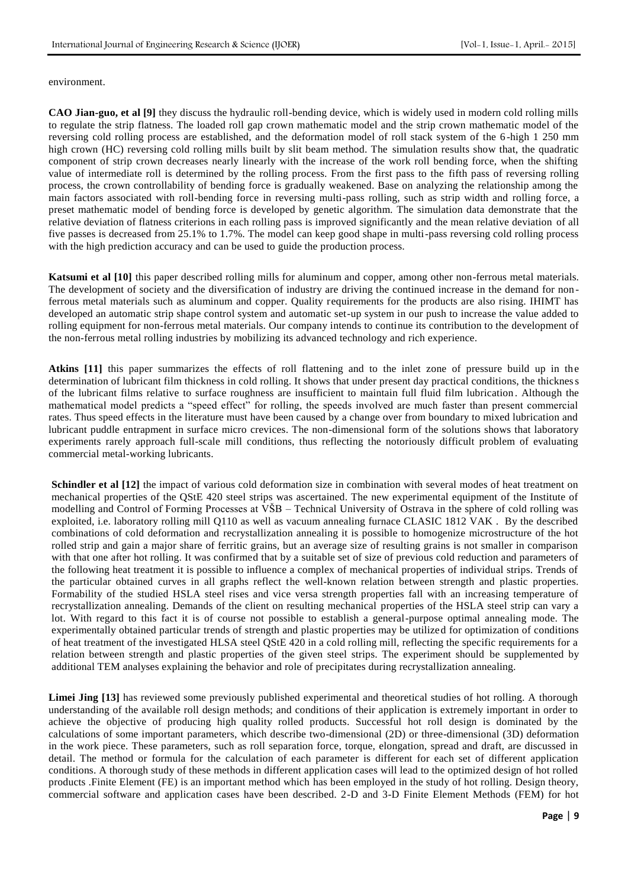environment.

**CAO Jian-guo, et al [9]** they discuss the hydraulic roll-bending device, which is widely used in modern cold rolling mills to regulate the strip flatness. The loaded roll gap crown mathematic model and the strip crown mathematic model of the reversing cold rolling process are established, and the deformation model of roll stack system of the 6-high 1 250 mm high crown (HC) reversing cold rolling mills built by slit beam method. The simulation results show that, the quadratic component of strip crown decreases nearly linearly with the increase of the work roll bending force, when the shifting value of intermediate roll is determined by the rolling process. From the first pass to the fifth pass of reversing rolling process, the crown controllability of bending force is gradually weakened. Base on analyzing the relationship among the main factors associated with roll-bending force in reversing multi-pass rolling, such as strip width and rolling force, a preset mathematic model of bending force is developed by genetic algorithm. The simulation data demonstrate that the relative deviation of flatness criterions in each rolling pass is improved significantly and the mean relative deviation of all five passes is decreased from 25.1% to 1.7%. The model can keep good shape in multi-pass reversing cold rolling process with the high prediction accuracy and can be used to guide the production process.

**Katsumi et al [10]** this paper described rolling mills for aluminum and copper, among other non-ferrous metal materials. The development of society and the diversification of industry are driving the continued increase in the demand for non-ferrous metal materials such as aluminum and copper. Quality requirements for the products are also rising. IHIMT has developed an automatic strip shape control system and automatic set-up system in our push to increase the value added to rolling equipment for non-ferrous metal materials. Our company intends to continue its contribution to the development of the non-ferrous metal rolling industries by mobilizing its advanced technology and rich experience.

**Atkins [11]** this paper summarizes the effects of roll flattening and to the inlet zone of pressure build up in the determination of lubricant film thickness in cold rolling. It shows that under present day practical conditions, the thickness of the lubricant films relative to surface roughness are insufficient to maintain full fluid film lubrication. Although the mathematical model predicts a "speed effect" for rolling, the speeds involved are much faster than present commercial rates. Thus speed effects in the literature must have been caused by a change over from boundary to mixed lubrication and lubricant puddle entrapment in surface micro crevices. The non-dimensional form of the solutions shows that laboratory experiments rarely approach full-scale mill conditions, thus reflecting the notoriously difficult problem of evaluating commercial metal-working lubricants.

**Schindler et al [12]** the impact of various cold deformation size in combination with several modes of heat treatment on mechanical properties of the QStE 420 steel strips was ascertained. The new experimental equipment of the Institute of modelling and Control of Forming Processes at VŠB – Technical University of Ostrava in the sphere of cold rolling was exploited, i.e. laboratory rolling mill Q110 as well as vacuum annealing furnace CLASIC 1812 VAK . By the described combinations of cold deformation and recrystallization annealing it is possible to homogenize microstructure of the hot rolled strip and gain a major share of ferritic grains, but an average size of resulting grains is not smaller in comparison with that one after hot rolling. It was confirmed that by a suitable set of size of previous cold reduction and parameters of the following heat treatment it is possible to influence a complex of mechanical properties of individual strips. Trends of the particular obtained curves in all graphs reflect the well-known relation between strength and plastic properties. Formability of the studied HSLA steel rises and vice versa strength properties fall with an increasing temperature of recrystallization annealing. Demands of the client on resulting mechanical properties of the HSLA steel strip can vary a lot. With regard to this fact it is of course not possible to establish a general-purpose optimal annealing mode. The experimentally obtained particular trends of strength and plastic properties may be utilized for optimization of conditions of heat treatment of the investigated HLSA steel QStE 420 in a cold rolling mill, reflecting the specific requirements for a relation between strength and plastic properties of the given steel strips. The experiment should be supplemented by additional TEM analyses explaining the behavior and role of precipitates during recrystallization annealing.

**Limei Jing [13]** has reviewed some previously published experimental and theoretical studies of hot rolling. A thorough understanding of the available roll design methods; and conditions of their application is extremely important in order to achieve the objective of producing high quality rolled products. Successful hot roll design is dominated by the calculations of some important parameters, which describe two-dimensional (2D) or three-dimensional (3D) deformation in the work piece. These parameters, such as roll separation force, torque, elongation, spread and draft, are discussed in detail. The method or formula for the calculation of each parameter is different for each set of different application conditions. A thorough study of these methods in different application cases will lead to the optimized design of hot rolled products .Finite Element (FE) is an important method which has been employed in the study of hot rolling. Design theory, commercial software and application cases have been described. 2-D and 3-D Finite Element Methods (FEM) for hot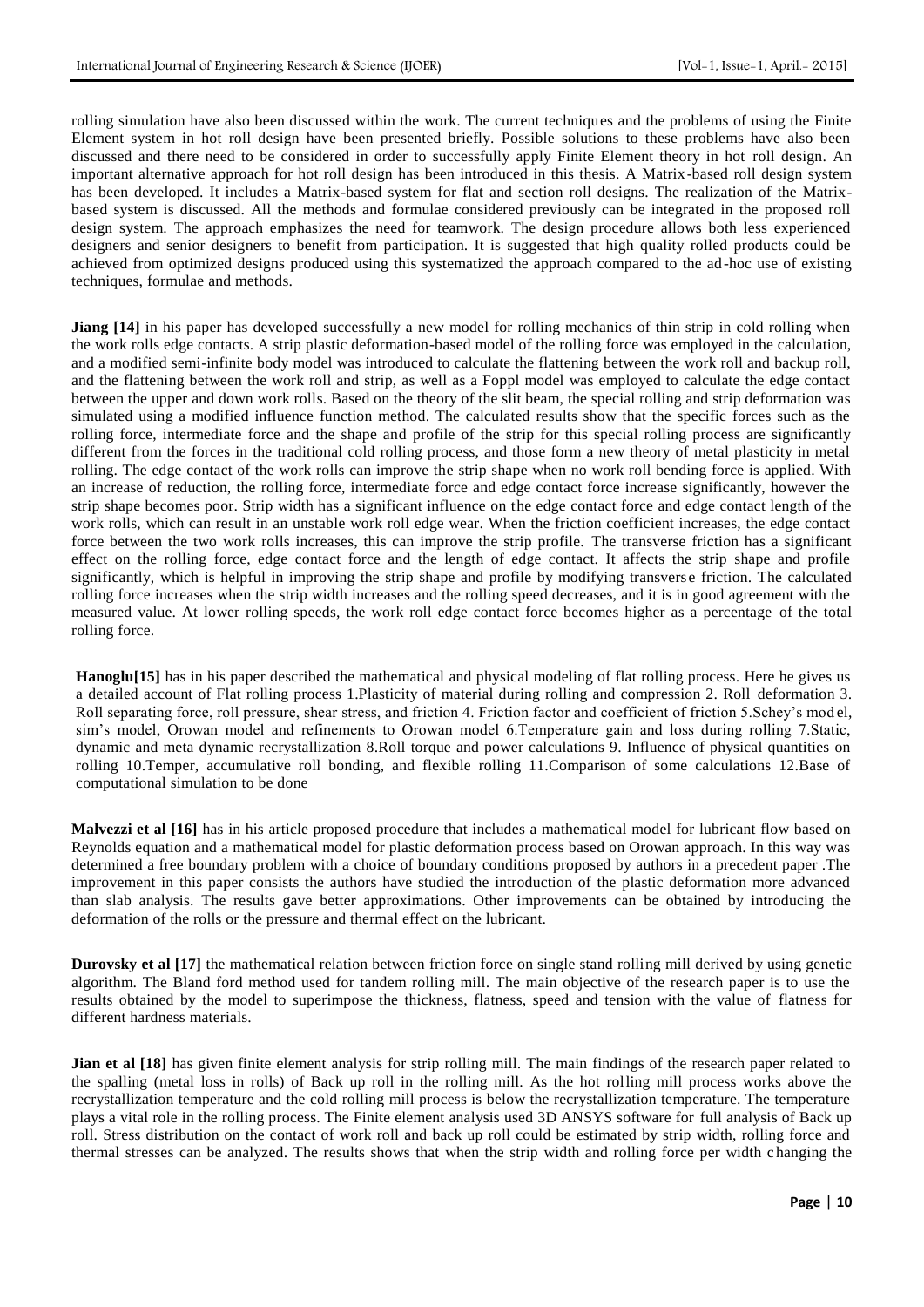rolling simulation have also been discussed within the work. The current techniques and the problems of using the Finite Element system in hot roll design have been presented briefly. Possible solutions to these problems have also been discussed and there need to be considered in order to successfully apply Finite Element theory in hot roll design. An important alternative approach for hot roll design has been introduced in this thesis. A Matrix-based roll design system has been developed. It includes a Matrix-based system for flat and section roll designs. The realization of the Matrix-based system is discussed. All the methods and formulae considered previously can be integrated in the proposed roll design system. The approach emphasizes the need for teamwork. The design procedure allows both less experienced designers and senior designers to benefit from participation. It is suggested that high quality rolled products could be achieved from optimized designs produced using this systematized the approach compared to the ad-hoc use of existing techniques, formulae and methods.

**Jiang [14]** in his paper has developed successfully a new model for rolling mechanics of thin strip in cold rolling when the work rolls edge contacts. A strip plastic deformation-based model of the rolling force was employed in the calculation, and a modified semi-infinite body model was introduced to calculate the flattening between the work roll and backup roll, and the flattening between the work roll and strip, as well as a Foppl model was employed to calculate the edge contact between the upper and down work rolls. Based on the theory of the slit beam, the special rolling and strip deformation was simulated using a modified influence function method. The calculated results show that the specific forces such as the rolling force, intermediate force and the shape and profile of the strip for this special rolling process are significantly different from the forces in the traditional cold rolling process, and those form a new theory of metal plasticity in metal rolling. The edge contact of the work rolls can improve the strip shape when no work roll bending force is applied. With an increase of reduction, the rolling force, intermediate force and edge contact force increase significantly, however the strip shape becomes poor. Strip width has a significant influence on the edge contact force and edge contact length of the work rolls, which can result in an unstable work roll edge wear. When the friction coefficient increases, the edge contact force between the two work rolls increases, this can improve the strip profile. The transverse friction has a significant effect on the rolling force, edge contact force and the length of edge contact. It affects the strip shape and profile significantly, which is helpful in improving the strip shape and profile by modifying transverse friction. The calculated rolling force increases when the strip width increases and the rolling speed decreases, and it is in good agreement with the measured value. At lower rolling speeds, the work roll edge contact force becomes higher as a percentage of the total rolling force.

**Hanoglu[15]** has in his paper described the mathematical and physical modeling of flat rolling process. Here he gives us a detailed account of Flat rolling process 1.Plasticity of material during rolling and compression 2. Roll deformation 3. Roll separating force, roll pressure, shear stress, and friction 4. Friction factor and coefficient of friction 5.Schey's model, sim's model, Orowan model and refinements to Orowan model 6.Temperature gain and loss during rolling 7.Static, dynamic and meta dynamic recrystallization 8.Roll torque and power calculations 9. Influence of physical quantities on rolling 10.Temper, accumulative roll bonding, and flexible rolling 11.Comparison of some calculations 12.Base of computational simulation to be done

**Malvezzi et al [16]** has in his article proposed procedure that includes a mathematical model for lubricant flow based on Reynolds equation and a mathematical model for plastic deformation process based on Orowan approach. In this way was determined a free boundary problem with a choice of boundary conditions proposed by authors in a precedent paper .The improvement in this paper consists the authors have studied the introduction of the plastic deformation more advanced than slab analysis. The results gave better approximations. Other improvements can be obtained by introducing the deformation of the rolls or the pressure and thermal effect on the lubricant.

**Durovsky et al [17]** the mathematical relation between friction force on single stand rolling mill derived by using genetic algorithm. The Bland ford method used for tandem rolling mill. The main objective of the research paper is to use the results obtained by the model to superimpose the thickness, flatness, speed and tension with the value of flatness for different hardness materials.

**Jian et al [18]** has given finite element analysis for strip rolling mill. The main findings of the research paper related to the spalling (metal loss in rolls) of Back up roll in the rolling mill. As the hot rolling mill process works above the recrystallization temperature and the cold rolling mill process is below the recrystallization temperature. The temperature plays a vital role in the rolling process. The Finite element analysis used 3D ANSYS software for full analysis of Back up roll. Stress distribution on the contact of work roll and back up roll could be estimated by strip width, rolling force and thermal stresses can be analyzed. The results shows that when the strip width and rolling force per width changing the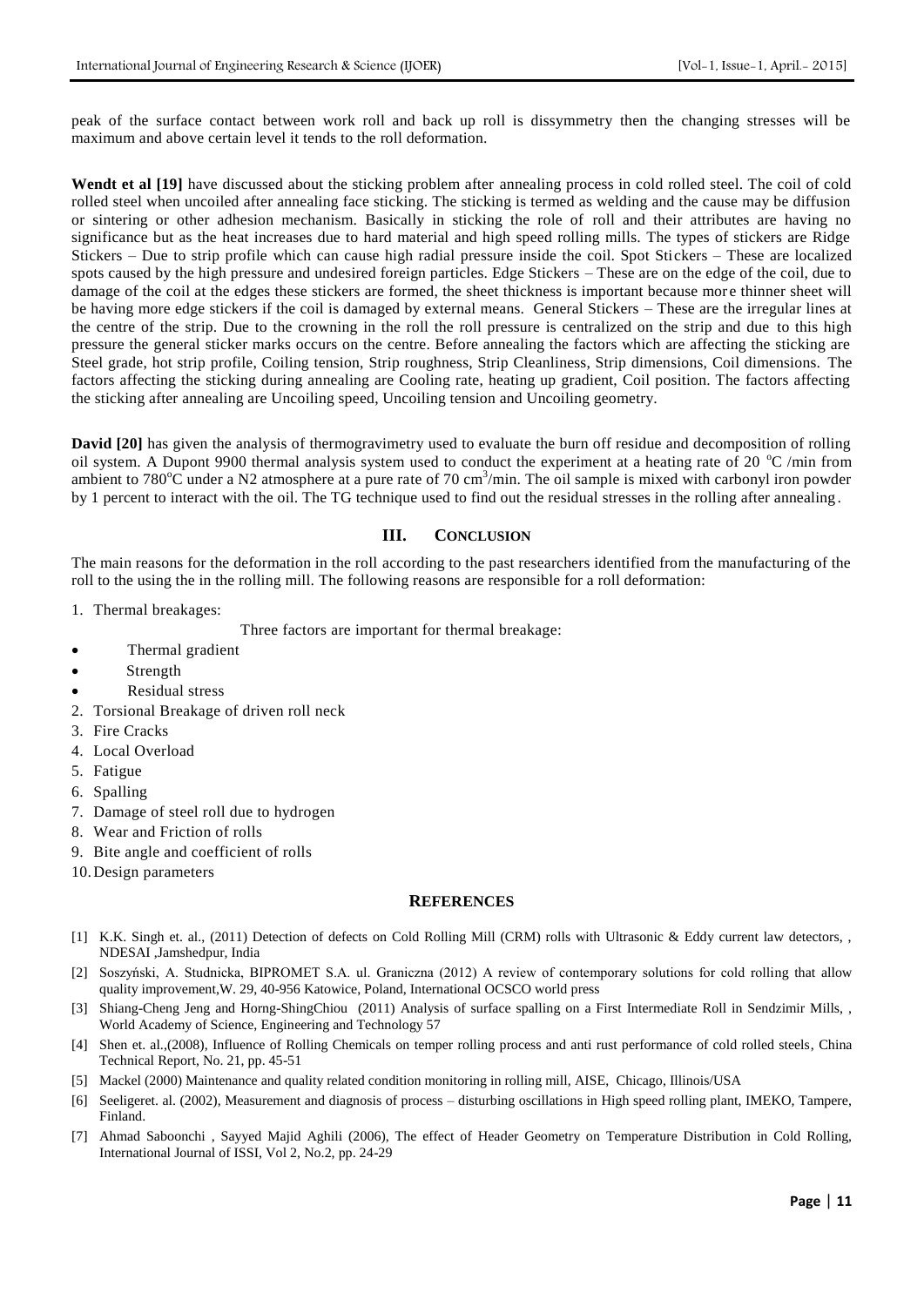peak of the surface contact between work roll and back up roll is dissymmetry then the changing stresses will be maximum and above certain level it tends to the roll deformation.

**Wendt et al [19]** have discussed about the sticking problem after annealing process in cold rolled steel. The coil of cold rolled steel when uncoiled after annealing face sticking. The sticking is termed as welding and the cause may be diffusion or sintering or other adhesion mechanism. Basically in sticking the role of roll and their attributes are having no significance but as the heat increases due to hard material and high speed rolling mills. The types of stickers are Ridge Stickers – Due to strip profile which can cause high radial pressure inside the coil. Spot Stickers – These are localized spots caused by the high pressure and undesired foreign particles. Edge Stickers – These are on the edge of the coil, due to damage of the coil at the edges these stickers are formed, the sheet thickness is important because more thinner sheet will be having more edge stickers if the coil is damaged by external means. General Stickers – These are the irregular lines at the centre of the strip. Due to the crowning in the roll the roll pressure is centralized on the strip and due to this high pressure the general sticker marks occurs on the centre. Before annealing the factors which are affecting the sticking are Steel grade, hot strip profile, Coiling tension, Strip roughness, Strip Cleanliness, Strip dimensions, Coil dimensions. The factors affecting the sticking during annealing are Cooling rate, heating up gradient, Coil position. The factors affecting the sticking after annealing are Uncoiling speed, Uncoiling tension and Uncoiling geometry.

**David [20]** has given the analysis of thermogravimetry used to evaluate the burn off residue and decomposition of rolling oil system. A Dupont 9900 thermal analysis system used to conduct the experiment at a heating rate of 20 $^{o}$C /min from ambient to 780$^{o}$C under a N2 atmosphere at a pure rate of 70 cm$^{3}$/min. The oil sample is mixed with carbonyl iron powder by 1 percent to interact with the oil. The TG technique used to find out the residual stresses in the rolling after annealing.

## III. CONCLUSION

The main reasons for the deformation in the roll according to the past researchers identified from the manufacturing of the roll to the using the in the rolling mill. The following reasons are responsible for a roll deformation:

1. Thermal breakages:

   Three factors are important for thermal breakage:

   - Thermal gradient
   - Strength
   - Residual stress
2. Torsional Breakage of driven roll neck
3. Fire Cracks
4. Local Overload
5. Fatigue
6. Spalling
7. Damage of steel roll due to hydrogen
8. Wear and Friction of rolls
9. Bite angle and coefficient of rolls
10. Design parameters

## REFERENCES

[1] K.K. Singh et. al., (2011) Detection of defects on Cold Rolling Mill (CRM) rolls with Ultrasonic & Eddy current law detectors, , NDESAI ,Jamshedpur, India

[2] Soszyński, A. Studnicka, BIPROMET S.A. ul. Graniczna (2012) A review of contemporary solutions for cold rolling that allow quality improvement,W. 29, 40-956 Katowice, Poland, International OCSCO world press

[3] Shiang-Cheng Jeng and Horng-ShingChiou (2011) Analysis of surface spalling on a First Intermediate Roll in Sendzimir Mills, , World Academy of Science, Engineering and Technology 57

[4] Shen et. al.,(2008), Influence of Rolling Chemicals on temper rolling process and anti rust performance of cold rolled steels, China Technical Report, No. 21, pp. 45-51

[5] Mackel (2000) Maintenance and quality related condition monitoring in rolling mill, AISE, Chicago, Illinois/USA

[6] Seeligeret. al. (2002), Measurement and diagnosis of process – disturbing oscillations in High speed rolling plant, IMEKO, Tampere, Finland.

[7] Ahmad Saboonchi , Sayyed Majid Aghili (2006), The effect of Header Geometry on Temperature Distribution in Cold Rolling, International Journal of ISSI, Vol 2, No.2, pp. 24-29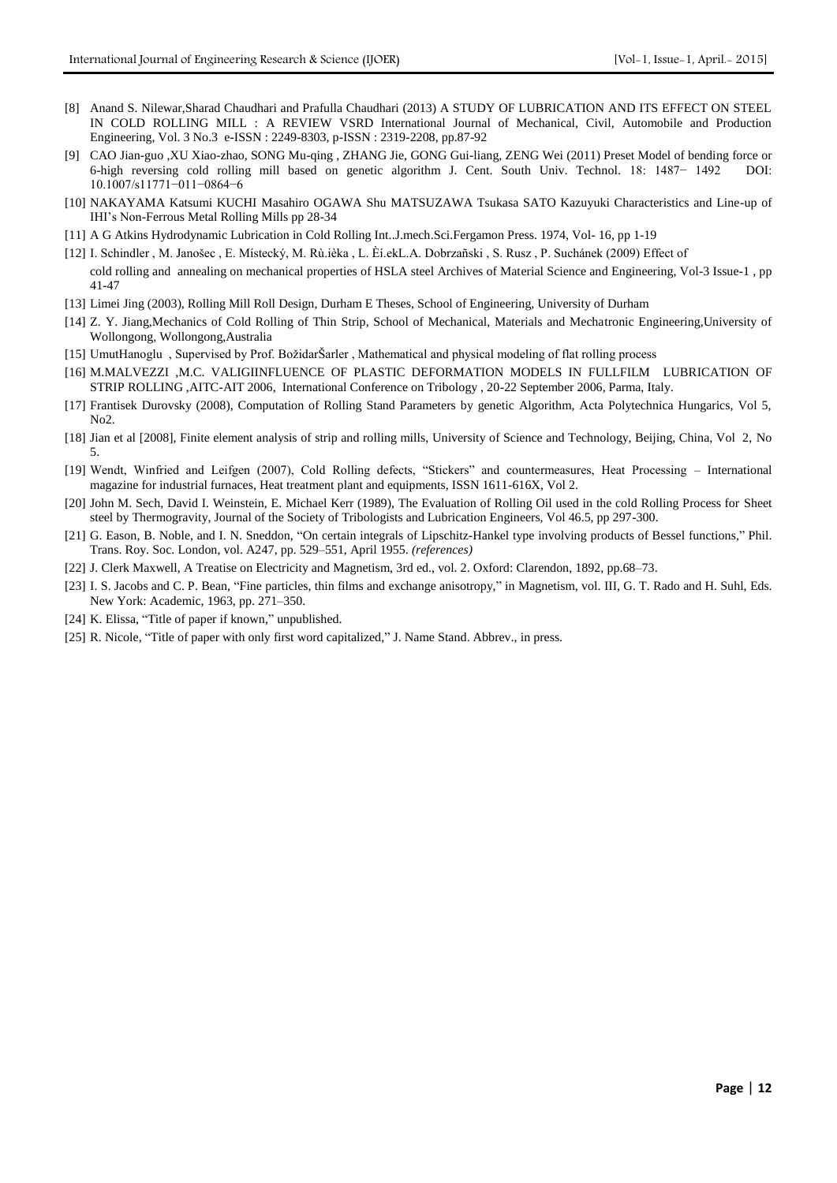[8] Anand S. Nilewar,Sharad Chaudhari and Prafulla Chaudhari (2013) A STUDY OF LUBRICATION AND ITS EFFECT ON STEEL IN COLD ROLLING MILL : A REVIEW VSRD International Journal of Mechanical, Civil, Automobile and Production Engineering, Vol. 3 No.3 e-ISSN : 2249-8303, p-ISSN : 2319-2208, pp.87-92

[9] CAO Jian-guo ,XU Xiao-zhao, SONG Mu-qing , ZHANG Jie, GONG Gui-liang, ZENG Wei (2011) Preset Model of bending force or 6-high reversing cold rolling mill based on genetic algorithm J. Cent. South Univ. Technol. 18: 1487− 1492 DOI: 10.1007/s11771−011−0864−6

[10] NAKAYAMA Katsumi KUCHI Masahiro OGAWA Shu MATSUZAWA Tsukasa SATO Kazuyuki Characteristics and Line-up of IHI's Non-Ferrous Metal Rolling Mills pp 28-34

[11] A G Atkins Hydrodynamic Lubrication in Cold Rolling Int..J.mech.Sci.Fergamon Press. 1974, Vol- 16, pp 1-19

[12] I. Schindler , M. Janošec , E. Místecký, M. Rù.ièka , L. Èí.ekL.A. Dobrzañski , S. Rusz , P. Suchánek (2009) Effect of cold rolling and annealing on mechanical properties of HSLA steel Archives of Material Science and Engineering, Vol-3 Issue-1 , pp 41-47

[13] Limei Jing (2003), Rolling Mill Roll Design, Durham E Theses, School of Engineering, University of Durham

[14] Z. Y. Jiang,Mechanics of Cold Rolling of Thin Strip, School of Mechanical, Materials and Mechatronic Engineering,University of Wollongong, Wollongong,Australia

[15] UmutHanoglu , Supervised by Prof. BožidarŠarler , Mathematical and physical modeling of flat rolling process

[16] M.MALVEZZI ,M.C. VALIGIINFLUENCE OF PLASTIC DEFORMATION MODELS IN FULLFILM LUBRICATION OF STRIP ROLLING ,AITC-AIT 2006, International Conference on Tribology , 20-22 September 2006, Parma, Italy.

[17] Frantisek Durovsky (2008), Computation of Rolling Stand Parameters by genetic Algorithm, Acta Polytechnica Hungarics, Vol 5, No2.

[18] Jian et al [2008], Finite element analysis of strip and rolling mills, University of Science and Technology, Beijing, China, Vol 2, No 5.

[19] Wendt, Winfried and Leifgen (2007), Cold Rolling defects, "Stickers" and countermeasures, Heat Processing – International magazine for industrial furnaces, Heat treatment plant and equipments, ISSN 1611-616X, Vol 2.

[20] John M. Sech, David I. Weinstein, E. Michael Kerr (1989), The Evaluation of Rolling Oil used in the cold Rolling Process for Sheet steel by Thermogravity, Journal of the Society of Tribologists and Lubrication Engineers, Vol 46.5, pp 297-300.

[21] G. Eason, B. Noble, and I. N. Sneddon, "On certain integrals of Lipschitz-Hankel type involving products of Bessel functions," Phil. Trans. Roy. Soc. London, vol. A247, pp. 529–551, April 1955. *(references)*

[22] J. Clerk Maxwell, A Treatise on Electricity and Magnetism, 3rd ed., vol. 2. Oxford: Clarendon, 1892, pp.68–73.

[23] I. S. Jacobs and C. P. Bean, "Fine particles, thin films and exchange anisotropy," in Magnetism, vol. III, G. T. Rado and H. Suhl, Eds. New York: Academic, 1963, pp. 271–350.

[24] K. Elissa, "Title of paper if known," unpublished.

[25] R. Nicole, "Title of paper with only first word capitalized," J. Name Stand. Abbrev., in press.